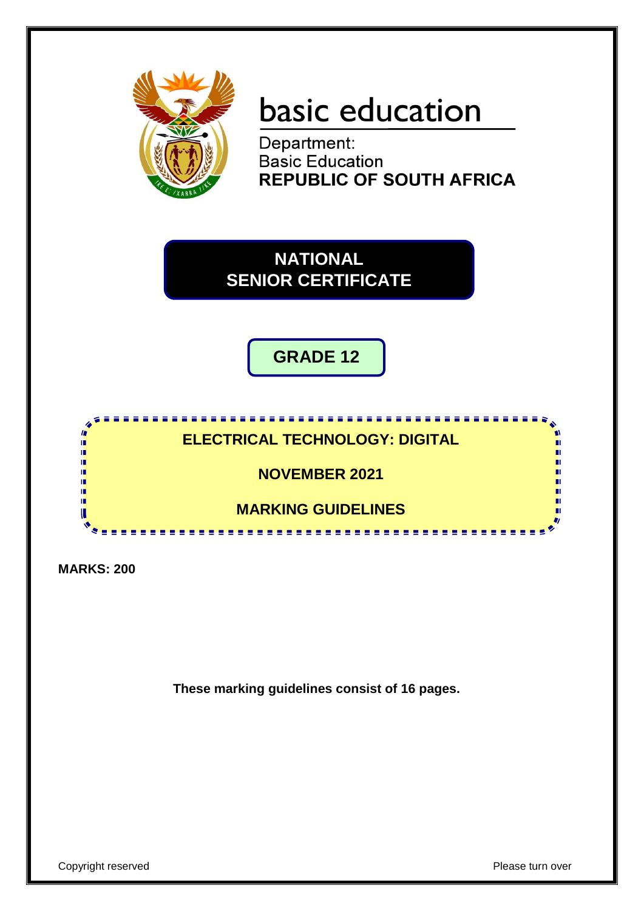basic education

Department:
Basic Education
**REPUBLIC OF SOUTH AFRICA**

# NATIONAL SENIOR CERTIFICATE

## GRADE 12

## ELECTRICAL TECHNOLOGY: DIGITAL

## NOVEMBER 2021

## MARKING GUIDELINES

**MARKS: 200**

**These marking guidelines consist of 16 pages.**

Copyright reserved — Please turn over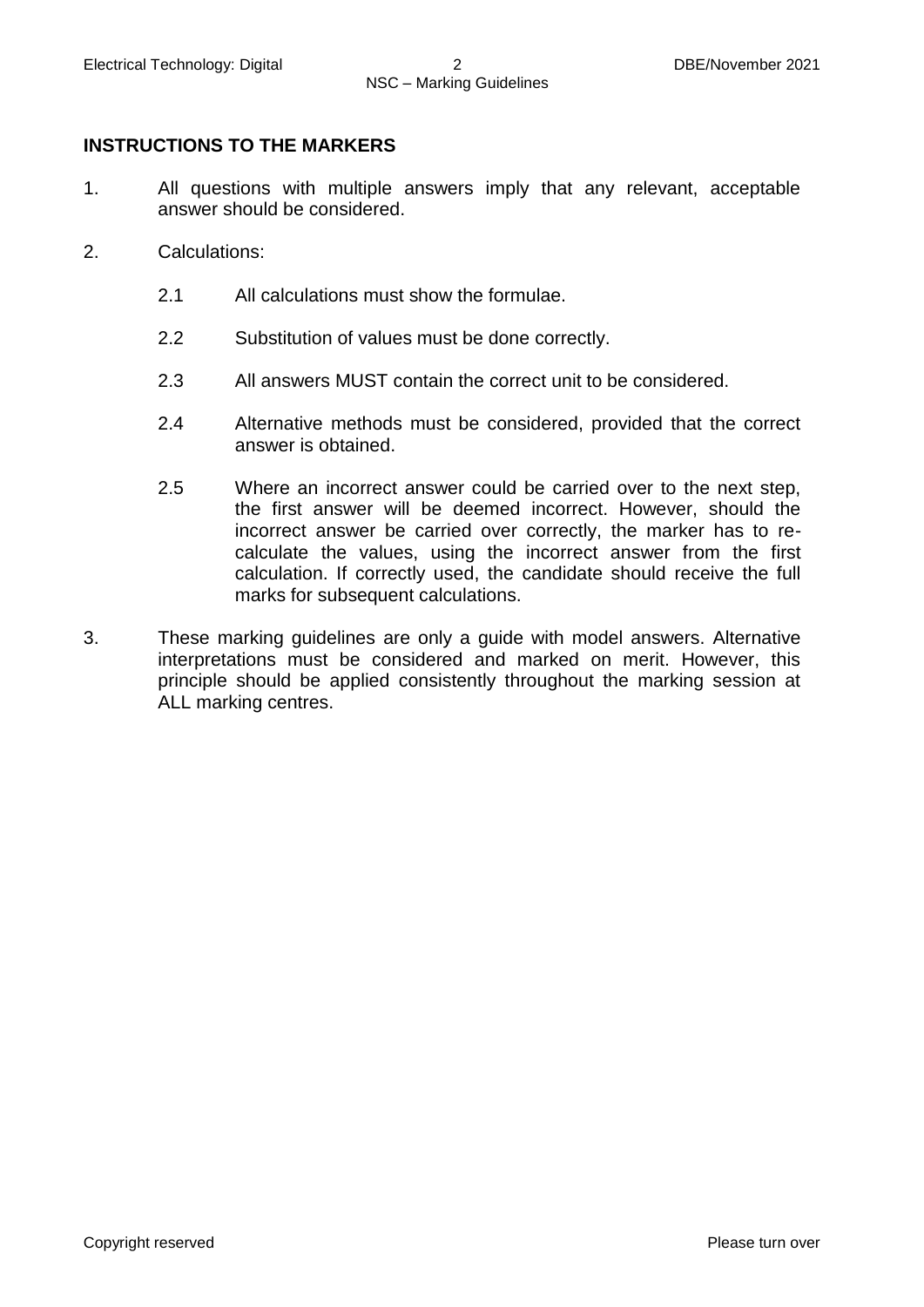**INSTRUCTIONS TO THE MARKERS**

1. All questions with multiple answers imply that any relevant, acceptable answer should be considered.

2. Calculations:

   2.1 All calculations must show the formulae.

   2.2 Substitution of values must be done correctly.

   2.3 All answers MUST contain the correct unit to be considered.

   2.4 Alternative methods must be considered, provided that the correct answer is obtained.

   2.5 Where an incorrect answer could be carried over to the next step, the first answer will be deemed incorrect. However, should the incorrect answer be carried over correctly, the marker has to re-calculate the values, using the incorrect answer from the first calculation. If correctly used, the candidate should receive the full marks for subsequent calculations.

3. These marking guidelines are only a guide with model answers. Alternative interpretations must be considered and marked on merit. However, this principle should be applied consistently throughout the marking session at ALL marking centres.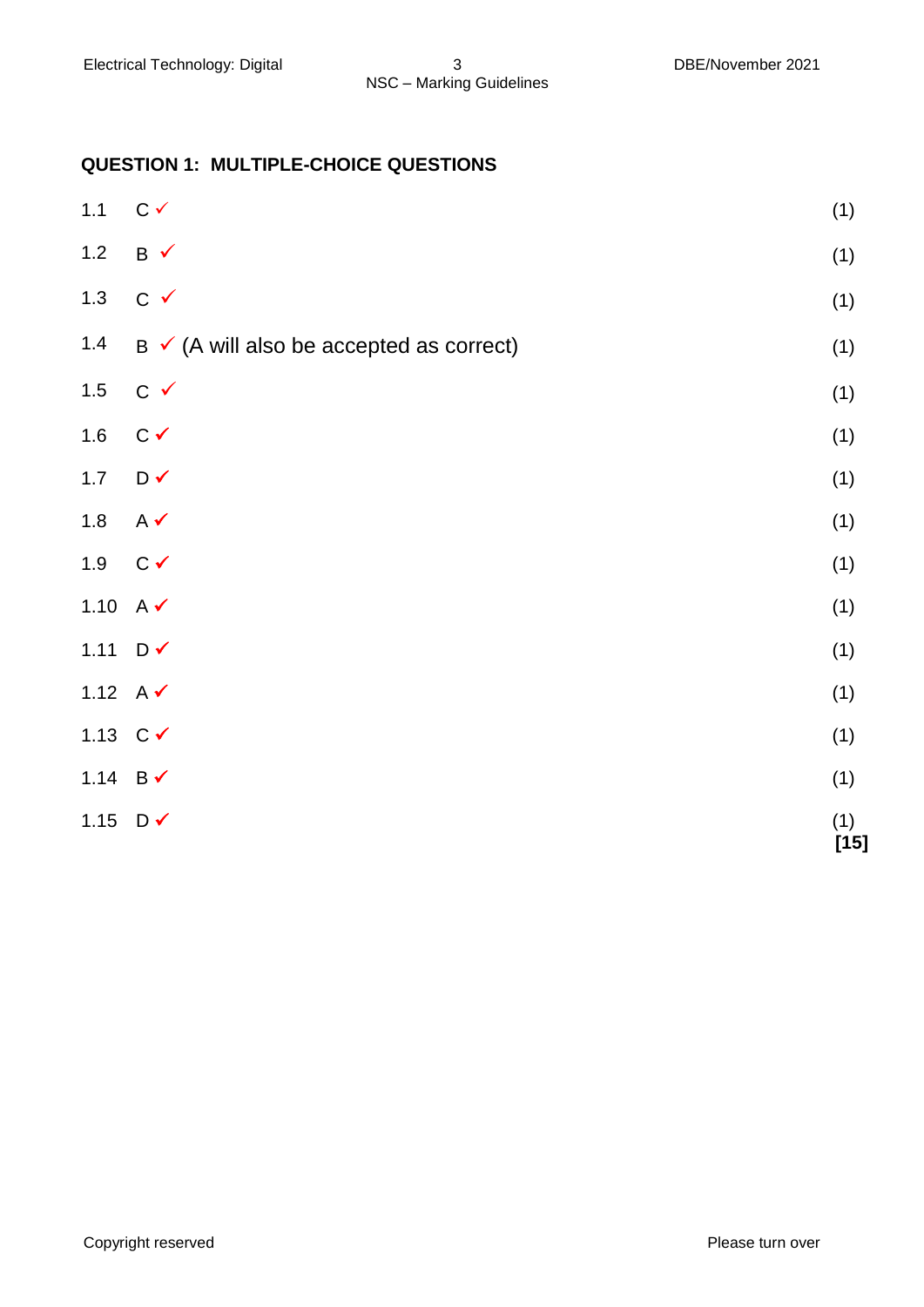## QUESTION 1: MULTIPLE-CHOICE QUESTIONS

| | | |
|---|---|---|
| 1.1 | C ✓ | (1) |
| 1.2 | B ✓ | (1) |
| 1.3 | C ✓ | (1) |
| 1.4 | B ✓ (A will also be accepted as correct) | (1) |
| 1.5 | C ✓ | (1) |
| 1.6 | C ✓ | (1) |
| 1.7 | D ✓ | (1) |
| 1.8 | A ✓ | (1) |
| 1.9 | C ✓ | (1) |
| 1.10 | A ✓ | (1) |
| 1.11 | D ✓ | (1) |
| 1.12 | A ✓ | (1) |
| 1.13 | C ✓ | (1) |
| 1.14 | B ✓ | (1) |
| 1.15 | D ✓ | (1) |
| | | **[15]** |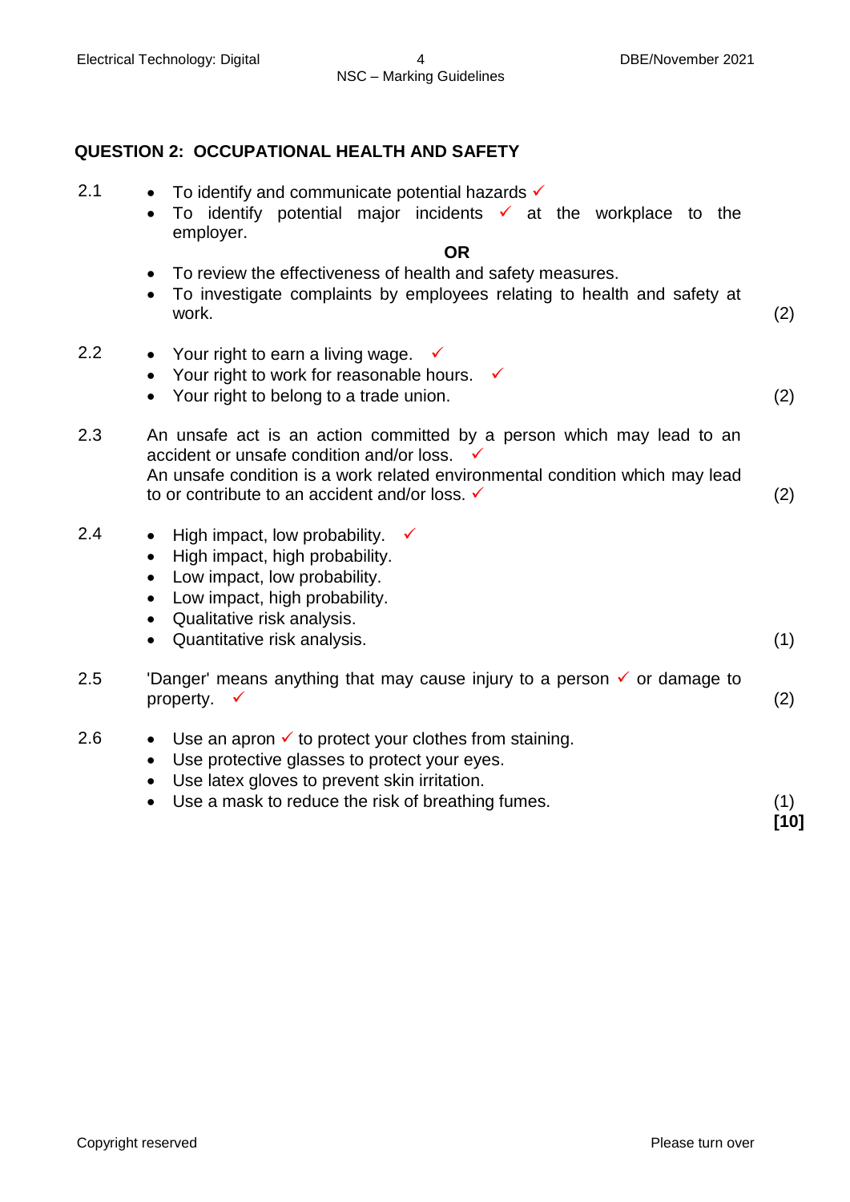## QUESTION 2: OCCUPATIONAL HEALTH AND SAFETY

2.1
- To identify and communicate potential hazards ✓
- To identify potential major incidents ✓ at the workplace to the employer.

**OR**

- To review the effectiveness of health and safety measures.
- To investigate complaints by employees relating to health and safety at work. (2)

2.2
- Your right to earn a living wage. ✓
- Your right to work for reasonable hours. ✓
- Your right to belong to a trade union. (2)

2.3 An unsafe act is an action committed by a person which may lead to an accident or unsafe condition and/or loss. ✓
An unsafe condition is a work related environmental condition which may lead to or contribute to an accident and/or loss. ✓ (2)

2.4
- High impact, low probability. ✓
- High impact, high probability.
- Low impact, low probability.
- Low impact, high probability.
- Qualitative risk analysis.
- Quantitative risk analysis. (1)

2.5 'Danger' means anything that may cause injury to a person ✓ or damage to property. ✓ (2)

2.6
- Use an apron ✓ to protect your clothes from staining.
- Use protective glasses to protect your eyes.
- Use latex gloves to prevent skin irritation.
- Use a mask to reduce the risk of breathing fumes. (1)

**[10]**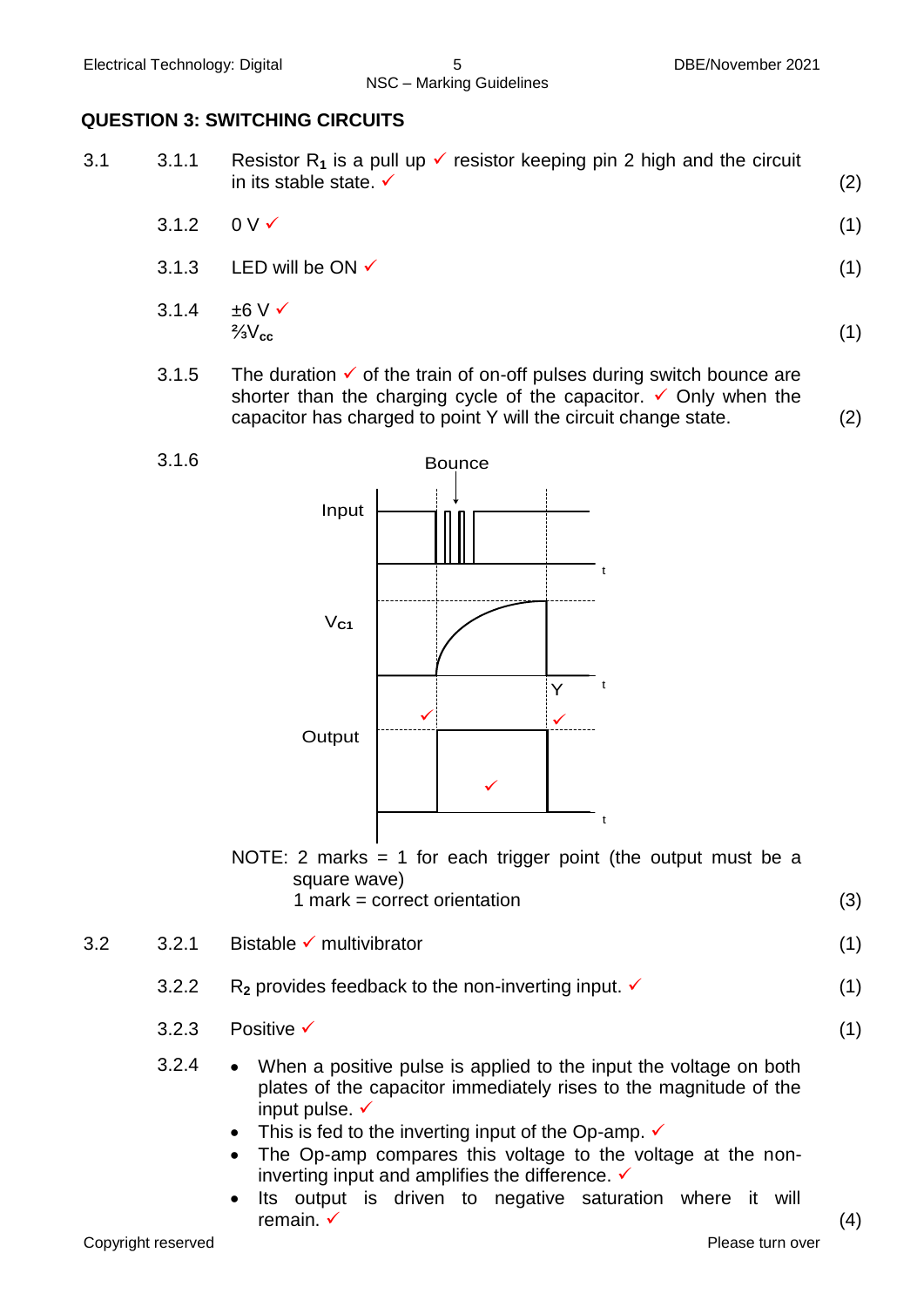## QUESTION 3: SWITCHING CIRCUITS

3.1

3.1.1 Resistor $R_1$ is a pull up ✓ resistor keeping pin 2 high and the circuit in its stable state. ✓ (2)

3.1.2 0 V ✓ (1)

3.1.3 LED will be ON ✓ (1)

3.1.4 ±6 V ✓
$\frac{2}{3}V_{cc}$ (1)

3.1.5 The duration ✓ of the train of on-off pulses during switch bounce are shorter than the charging cycle of the capacitor. ✓ Only when the capacitor has charged to point Y will the circuit change state. (2)

3.1.6

Bounce

Input

$V_{C1}$

Y

Output

NOTE: 2 marks = 1 for each trigger point (the output must be a square wave)
1 mark = correct orientation (3)

3.2

3.2.1 Bistable ✓ multivibrator (1)

3.2.2 $R_2$ provides feedback to the non-inverting input. ✓ (1)

3.2.3 Positive ✓ (1)

3.2.4

- When a positive pulse is applied to the input the voltage on both plates of the capacitor immediately rises to the magnitude of the input pulse. ✓
- This is fed to the inverting input of the Op-amp. ✓
- The Op-amp compares this voltage to the voltage at the non-inverting input and amplifies the difference. ✓
- Its output is driven to negative saturation where it will remain. ✓ (4)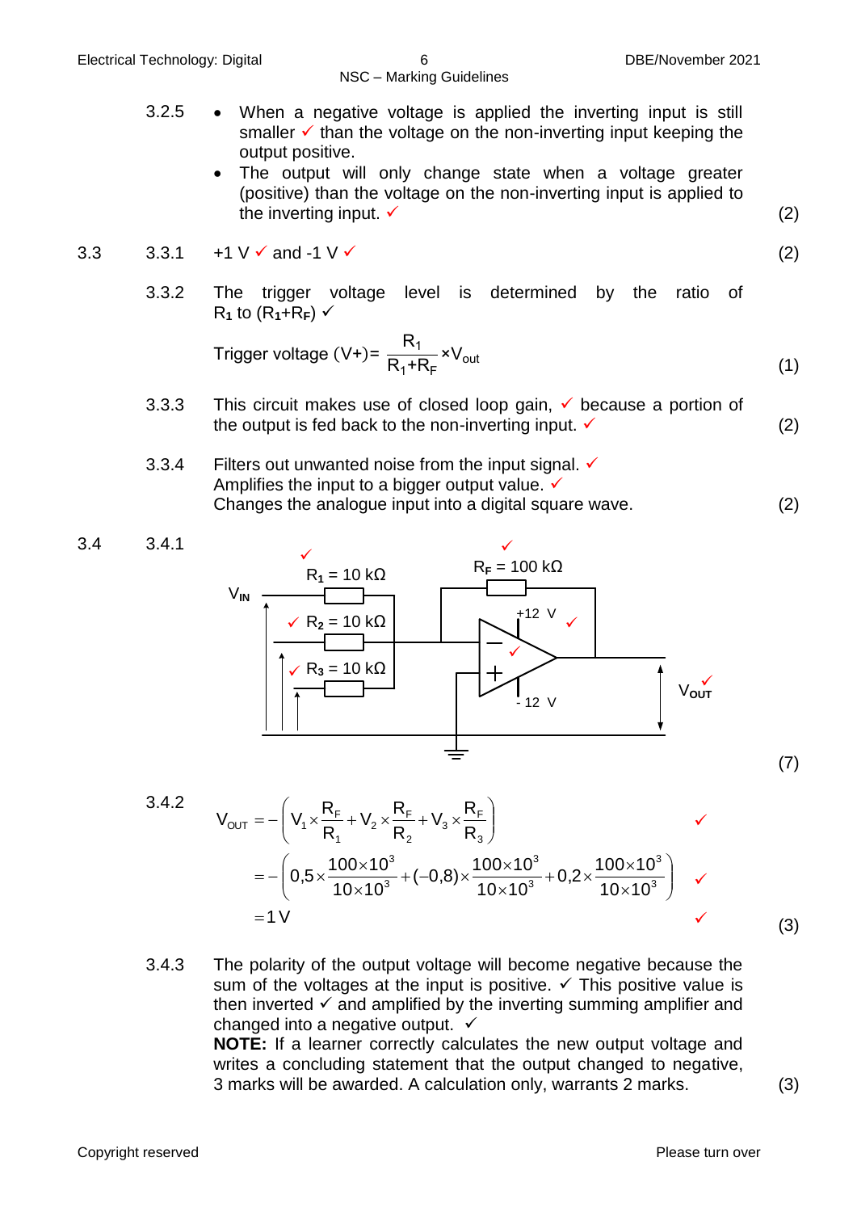3.2.5
- When a negative voltage is applied the inverting input is still smaller ✓ than the voltage on the non-inverting input keeping the output positive.
- The output will only change state when a voltage greater (positive) than the voltage on the non-inverting input is applied to the inverting input. ✓ (2)

3.3

3.3.1 +1 V ✓ and -1 V ✓ (2)

3.3.2 The trigger voltage level is determined by the ratio of $R_1$ to $(R_1 + R_F)$ ✓

$$\text{Trigger voltage } (V+) = \frac{R_1}{R_1 + R_F} \times V_{out}$$ (1)

3.3.3 This circuit makes use of closed loop gain, ✓ because a portion of the output is fed back to the non-inverting input. ✓ (2)

3.3.4 Filters out unwanted noise from the input signal. ✓
Amplifies the input to a bigger output value. ✓
Changes the analogue input into a digital square wave. (2)

3.4

3.4.1

Circuit diagram: inverting summing amplifier with $V_{IN}$ inputs through $R_1 = 10\ k\Omega$ ✓, $R_2 = 10\ k\Omega$ ✓, $R_3 = 10\ k\Omega$ ✓ to the inverting input; $R_F = 100\ k\Omega$ ✓ feedback resistor; supply +12 V ✓ and - 12 V; non-inverting input grounded ✓; $V_{OUT}$ ✓ (7)

3.4.2

$$V_{OUT} = -\left(V_1 \times \frac{R_F}{R_1} + V_2 \times \frac{R_F}{R_2} + V_3 \times \frac{R_F}{R_3}\right) \quad ✓$$

$$= -\left(0{,}5 \times \frac{100 \times 10^3}{10 \times 10^3} + (-0{,}8) \times \frac{100 \times 10^3}{10 \times 10^3} + 0{,}2 \times \frac{100 \times 10^3}{10 \times 10^3}\right) \quad ✓$$

$$= 1\,V \quad ✓$$ (3)

3.4.3 The polarity of the output voltage will become negative because the sum of the voltages at the input is positive. ✓ This positive value is then inverted ✓ and amplified by the inverting summing amplifier and changed into a negative output. ✓

**NOTE:** If a learner correctly calculates the new output voltage and writes a concluding statement that the output changed to negative, 3 marks will be awarded. A calculation only, warrants 2 marks. (3)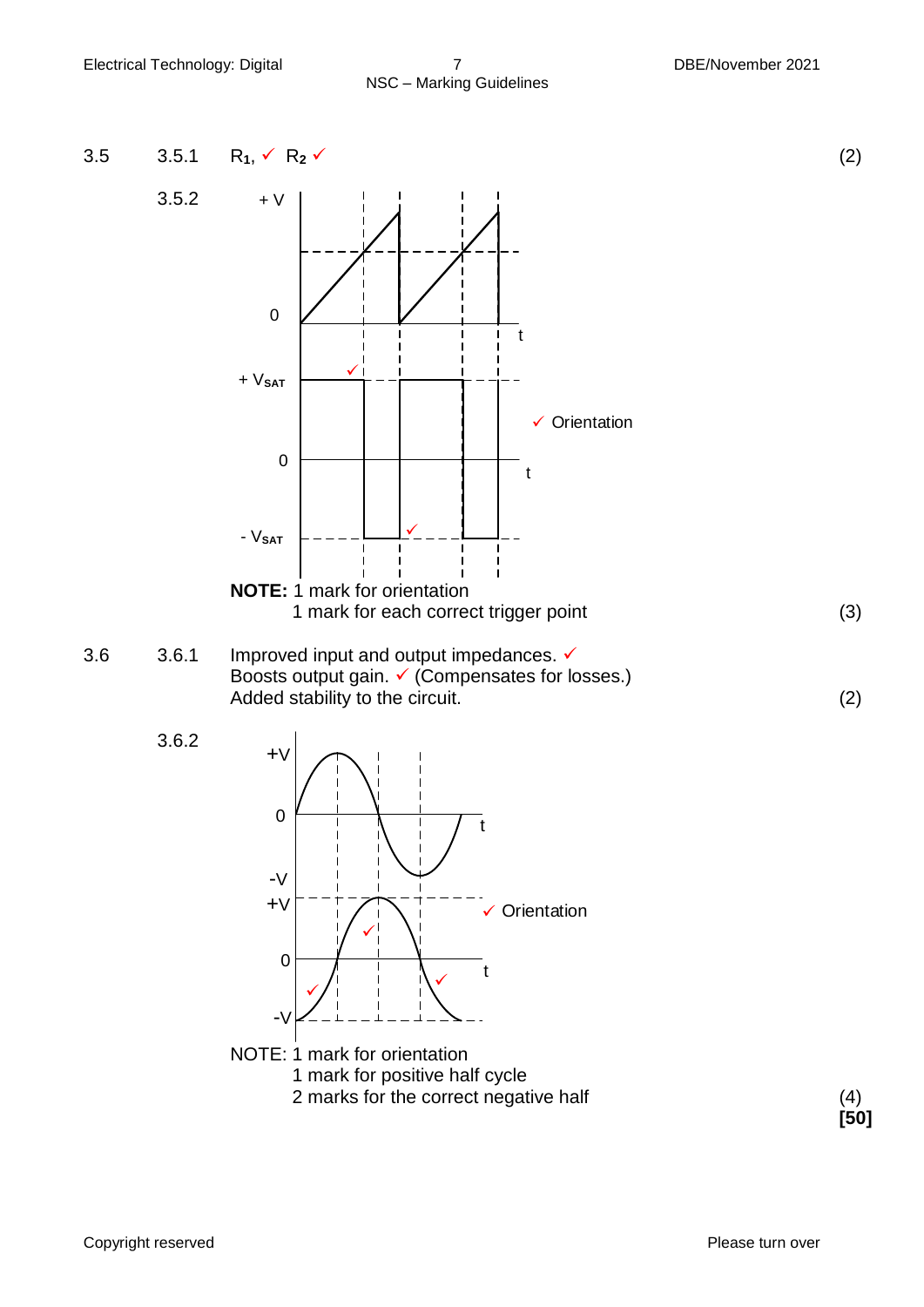3.5 3.5.1 $R_1$, ✓ $R_2$ ✓ (2)

3.5.2

+ V

0

t

+ $V_{SAT}$ ✓

✓ Orientation

0

t

- $V_{SAT}$ ✓

**NOTE:** 1 mark for orientation
1 mark for each correct trigger point (3)

3.6 3.6.1 Improved input and output impedances. ✓
Boosts output gain. ✓ (Compensates for losses.)
Added stability to the circuit. (2)

3.6.2

+V

0

t

-V

+V ✓

✓ Orientation

0

t

✓ ✓

-V

NOTE: 1 mark for orientation
1 mark for positive half cycle
2 marks for the correct negative half (4)

**[50]**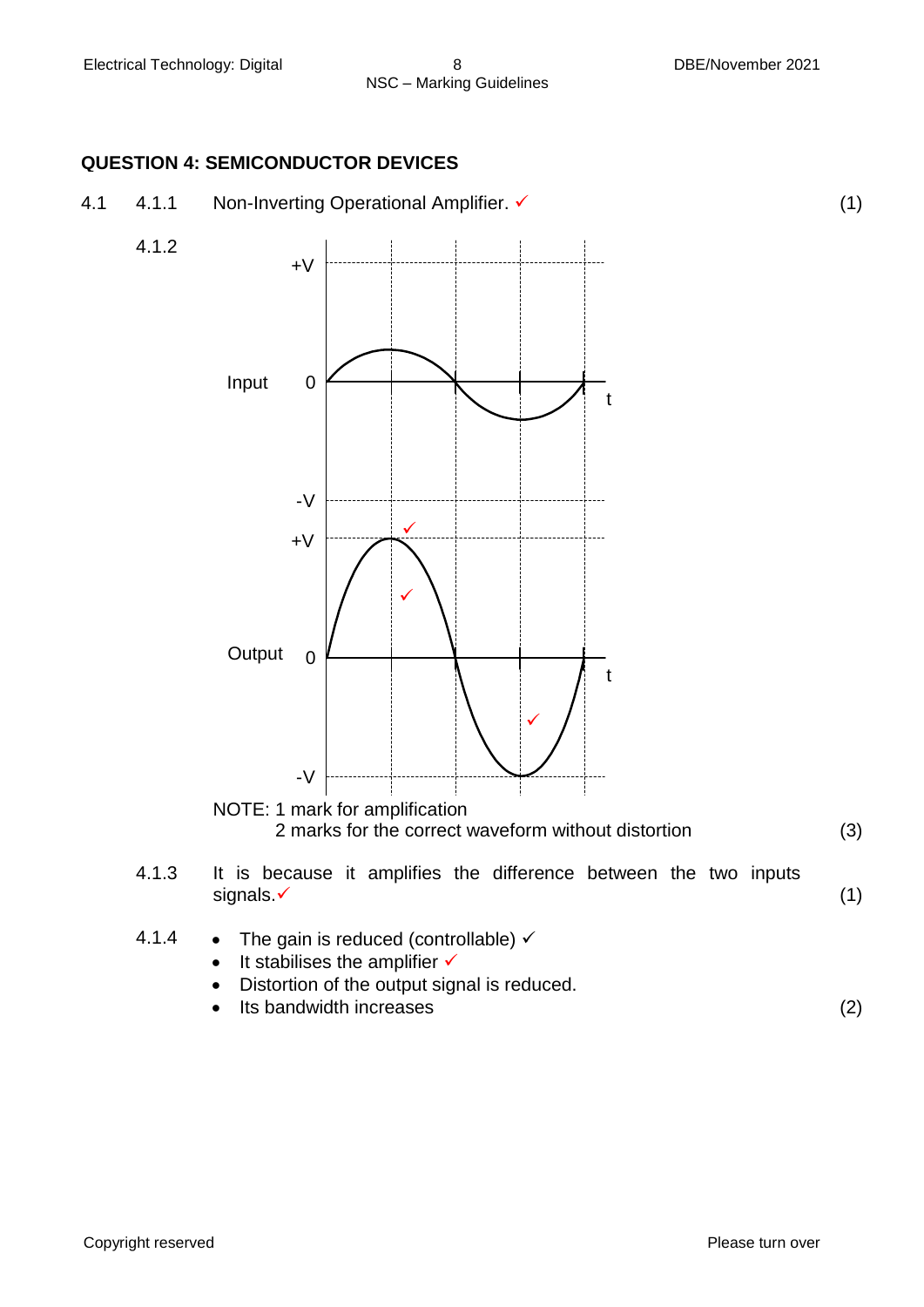## QUESTION 4: SEMICONDUCTOR DEVICES

4.1 4.1.1 Non-Inverting Operational Amplifier. ✓ (1)

4.1.2

Input +V 0 -V t

Output +V 0 -V t ✓ ✓ ✓

NOTE: 1 mark for amplification
2 marks for the correct waveform without distortion (3)

4.1.3 It is because it amplifies the difference between the two inputs signals. ✓ (1)

4.1.4
- The gain is reduced (controllable) ✓
- It stabilises the amplifier ✓
- Distortion of the output signal is reduced.
- Its bandwidth increases (2)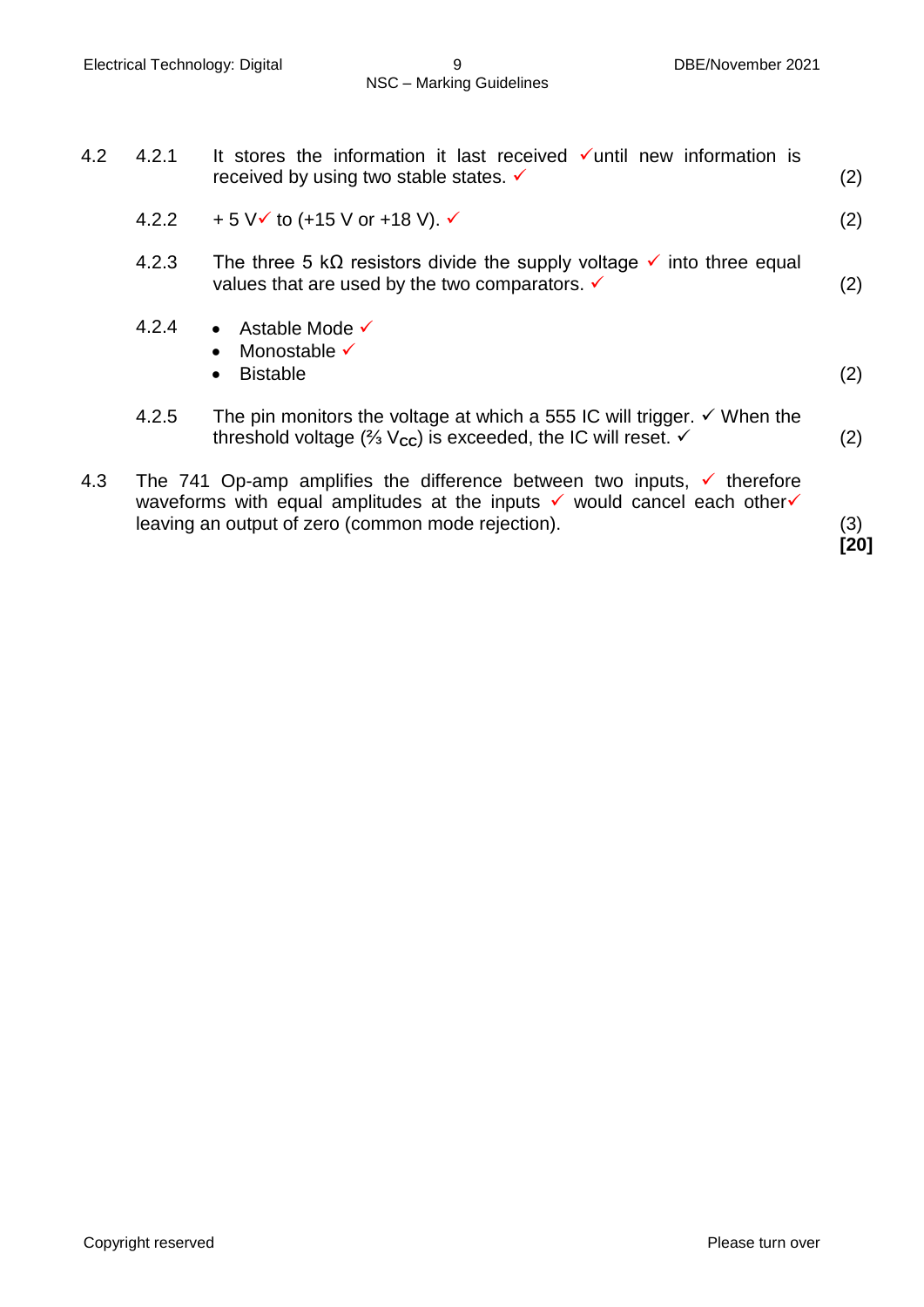| | | | |
|---|---|---|---|
| 4.2 | 4.2.1 | It stores the information it last received ✓until new information is received by using two stable states. ✓ | (2) |
| | 4.2.2 | + 5 V✓ to (+15 V or +18 V). ✓ | (2) |
| | 4.2.3 | The three 5 kΩ resistors divide the supply voltage ✓ into three equal values that are used by the two comparators. ✓ | (2) |
| | 4.2.4 | • Astable Mode ✓<br>• Monostable ✓<br>• Bistable | (2) |
| | 4.2.5 | The pin monitors the voltage at which a 555 IC will trigger. ✓ When the threshold voltage (⅔ $V_{CC}$) is exceeded, the IC will reset. ✓ | (2) |
| 4.3 | The 741 Op-amp amplifies the difference between two inputs, ✓ therefore waveforms with equal amplitudes at the inputs ✓ would cancel each other✓ leaving an output of zero (common mode rejection). | | (3)<br>**[20]** |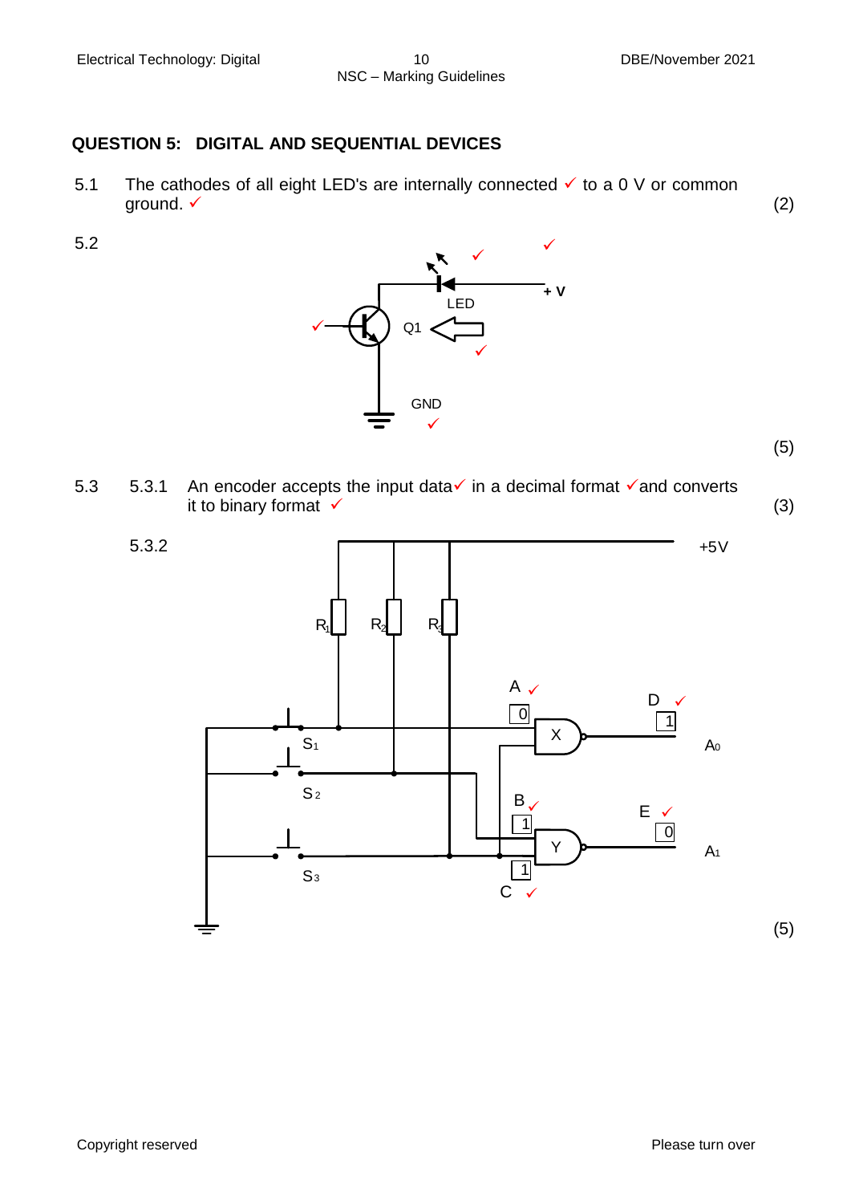## QUESTION 5: DIGITAL AND SEQUENTIAL DEVICES

5.1 The cathodes of all eight LED's are internally connected ✓ to a 0 V or common ground. ✓ (2)

5.2

LED ✓ ✓ + V

✓ Q1 ✓

GND ✓

(5)

5.3 5.3.1 An encoder accepts the input data✓ in a decimal format ✓and converts it to binary format ✓ (3)

5.3.2

+5V

$R_1$ $R_2$ $R_3$

$S_1$ $S_2$ $S_3$

A ✓ 0

D ✓ 1

X → $A_0$

B ✓ 1

E ✓ 0

Y → $A_1$

C ✓ 1

(5)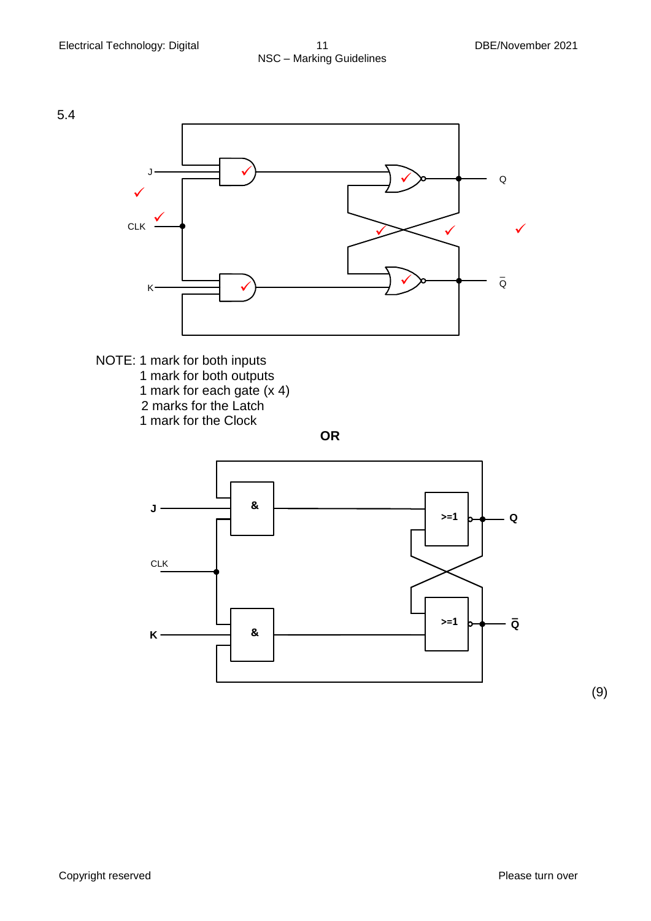5.4

J

CLK

K

Q

$\bar{Q}$

NOTE: 1 mark for both inputs
1 mark for both outputs
1 mark for each gate (x 4)
2 marks for the Latch
1 mark for the Clock

**OR**

**J**

CLK

**K**

&

&

>=1

>=1

**Q**

$\bar{Q}$

(9)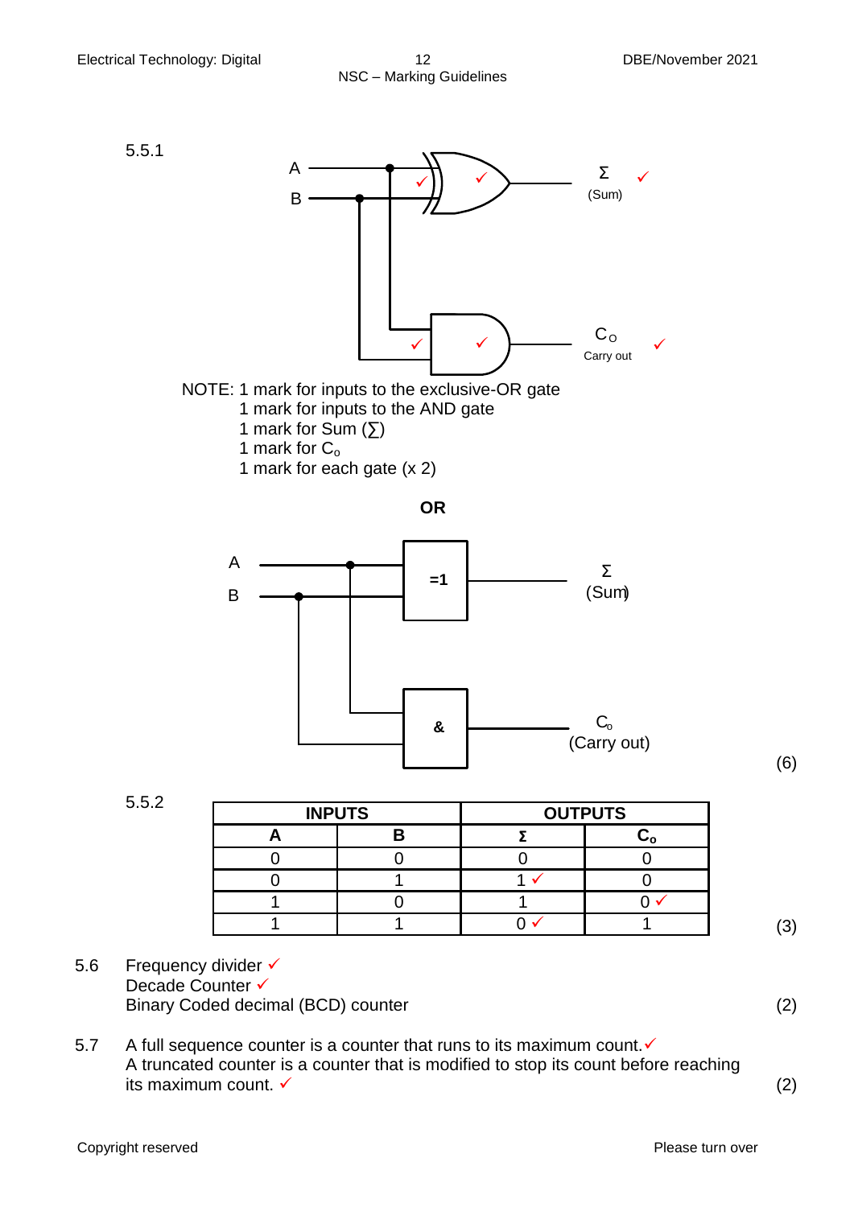5.5.1

NOTE: 1 mark for inputs to the exclusive-OR gate
1 mark for inputs to the AND gate
1 mark for Sum (∑)
1 mark for $C_o$
1 mark for each gate (x 2)

**OR**

(6)

5.5.2

| INPUTS | | OUTPUTS | |
|---|---|---|---|
| **A** | **B** | **Σ** | **$C_o$** |
| 0 | 0 | 0 | 0 |
| 0 | 1 | 1 ✓ | 0 |
| 1 | 0 | 1 | 0 ✓ |
| 1 | 1 | 0 ✓ | 1 |

(3)

5.6 Frequency divider ✓
Decade Counter ✓
Binary Coded decimal (BCD) counter (2)

5.7 A full sequence counter is a counter that runs to its maximum count.✓
A truncated counter is a counter that is modified to stop its count before reaching its maximum count. ✓ (2)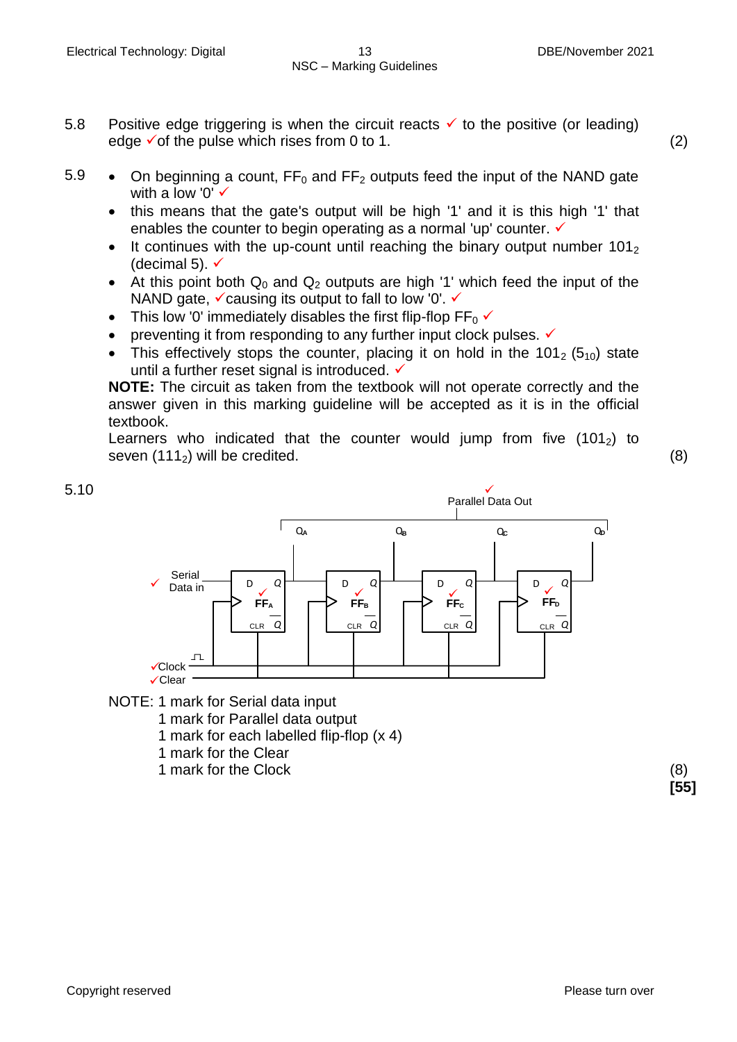5.8 Positive edge triggering is when the circuit reacts ✓ to the positive (or leading) edge ✓of the pulse which rises from 0 to 1. (2)

5.9
- On beginning a count, $FF_0$ and $FF_2$ outputs feed the input of the NAND gate with a low '0' ✓
- this means that the gate's output will be high '1' and it is this high '1' that enables the counter to begin operating as a normal 'up' counter. ✓
- It continues with the up-count until reaching the binary output number $101_2$ (decimal 5). ✓
- At this point both $Q_0$ and $Q_2$ outputs are high '1' which feed the input of the NAND gate, ✓causing its output to fall to low '0'. ✓
- This low '0' immediately disables the first flip-flop $FF_0$ ✓
- preventing it from responding to any further input clock pulses. ✓
- This effectively stops the counter, placing it on hold in the $101_2$ ($5_{10}$) state until a further reset signal is introduced. ✓

**NOTE:** The circuit as taken from the textbook will not operate correctly and the answer given in this marking guideline will be accepted as it is in the official textbook.

Learners who indicated that the counter would jump from five ($101_2$) to seven ($111_2$) will be credited. (8)

5.10

✓ Parallel Data Out

$Q_A$ $Q_B$ $Q_C$ $Q_D$

✓ Serial Data in

D Q ✓ $FF_A$ CLR $\overline{Q}$ — D Q ✓ $FF_B$ CLR $\overline{Q}$ — D Q ✓ $FF_C$ CLR $\overline{Q}$ — D Q ✓ $FF_D$ CLR $\overline{Q}$

✓Clock
✓Clear

NOTE: 1 mark for Serial data input
1 mark for Parallel data output
1 mark for each labelled flip-flop (x 4)
1 mark for the Clear
1 mark for the Clock (8)

**[55]**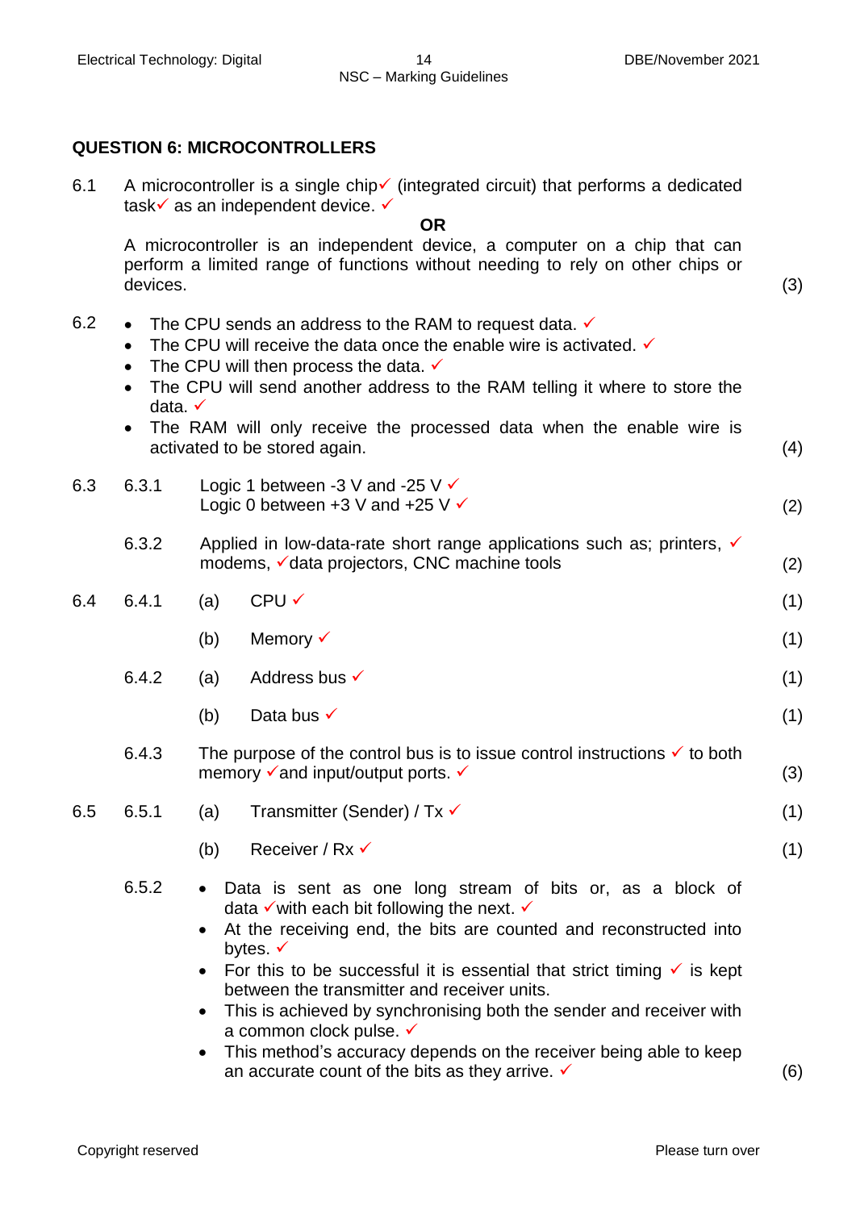## QUESTION 6: MICROCONTROLLERS

6.1 A microcontroller is a single chip✓ (integrated circuit) that performs a dedicated task✓ as an independent device. ✓

**OR**

A microcontroller is an independent device, a computer on a chip that can perform a limited range of functions without needing to rely on other chips or devices. (3)

6.2
- The CPU sends an address to the RAM to request data. ✓
- The CPU will receive the data once the enable wire is activated. ✓
- The CPU will then process the data. ✓
- The CPU will send another address to the RAM telling it where to store the data. ✓
- The RAM will only receive the processed data when the enable wire is activated to be stored again. (4)

6.3

6.3.1 Logic 1 between -3 V and -25 V ✓
Logic 0 between +3 V and +25 V ✓ (2)

6.3.2 Applied in low-data-rate short range applications such as; printers, ✓ modems, ✓data projectors, CNC machine tools (2)

6.4

6.4.1 (a) CPU ✓ (1)

(b) Memory ✓ (1)

6.4.2 (a) Address bus ✓ (1)

(b) Data bus ✓ (1)

6.4.3 The purpose of the control bus is to issue control instructions ✓ to both memory ✓and input/output ports. ✓ (3)

6.5

6.5.1 (a) Transmitter (Sender) / Tx ✓ (1)

(b) Receiver / Rx ✓ (1)

6.5.2
- Data is sent as one long stream of bits or, as a block of data ✓with each bit following the next. ✓
- At the receiving end, the bits are counted and reconstructed into bytes. ✓
- For this to be successful it is essential that strict timing ✓ is kept between the transmitter and receiver units.
- This is achieved by synchronising both the sender and receiver with a common clock pulse. ✓
- This method's accuracy depends on the receiver being able to keep an accurate count of the bits as they arrive. ✓ (6)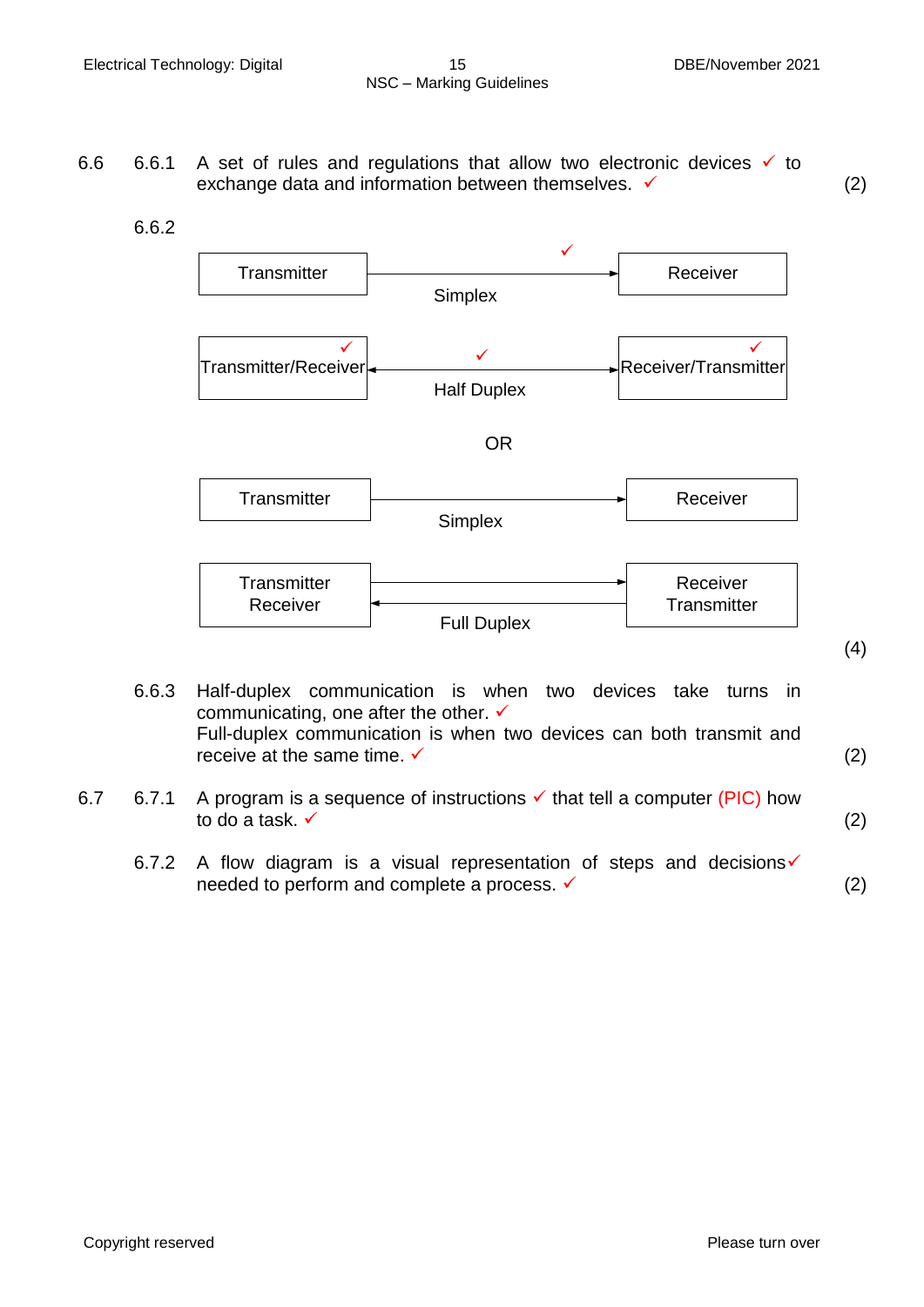6.6 6.6.1 A set of rules and regulations that allow two electronic devices ✓ to exchange data and information between themselves. ✓ (2)

6.6.2

Transmitter ——✓——> Receiver
Simplex

Transmitter/Receiver ✓ <——✓——> Receiver/Transmitter ✓
Half Duplex

OR

Transmitter ————> Receiver
Simplex

Transmitter Receiver ————> / <———— Receiver Transmitter
Full Duplex

(4)

6.6.3 Half-duplex communication is when two devices take turns in communicating, one after the other. ✓
Full-duplex communication is when two devices can both transmit and receive at the same time. ✓ (2)

6.7 6.7.1 A program is a sequence of instructions ✓ that tell a computer (PIC) how to do a task. ✓ (2)

6.7.2 A flow diagram is a visual representation of steps and decisions✓ needed to perform and complete a process. ✓ (2)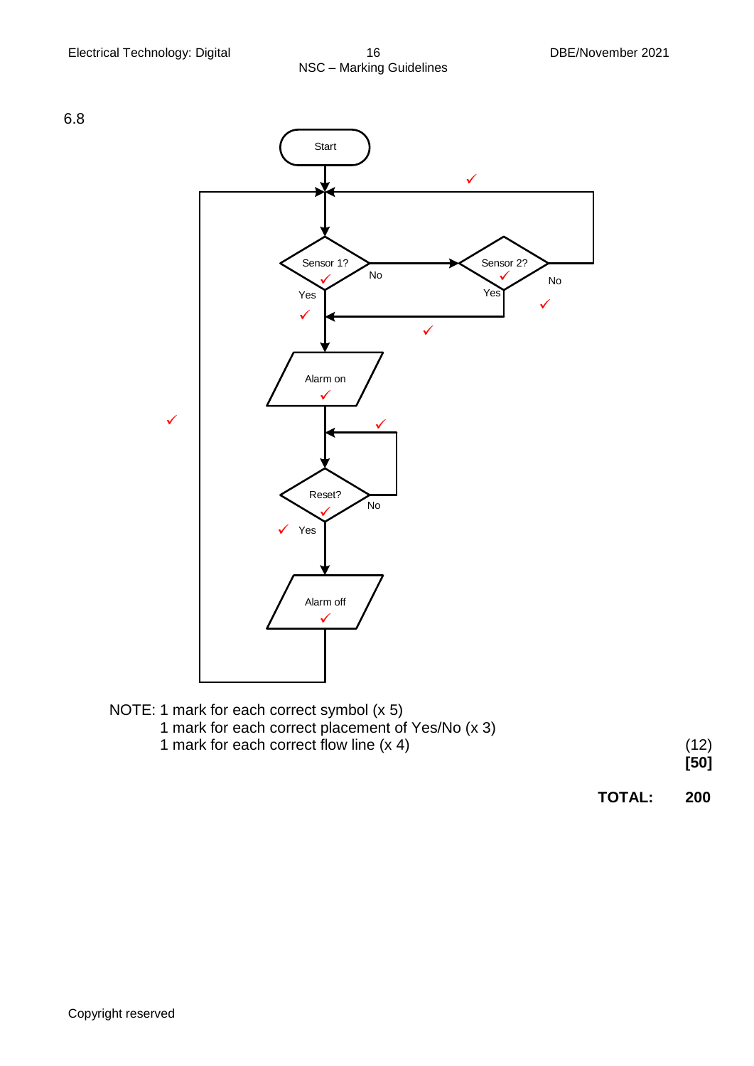6.8

Start

Sensor 1?

No

Yes

Sensor 2?

No

Yes

Alarm on

Reset?

No

Yes

Alarm off

NOTE: 1 mark for each correct symbol (x 5)
1 mark for each correct placement of Yes/No (x 3)
1 mark for each correct flow line (x 4)

(12)
**[50]**

**TOTAL: 200**